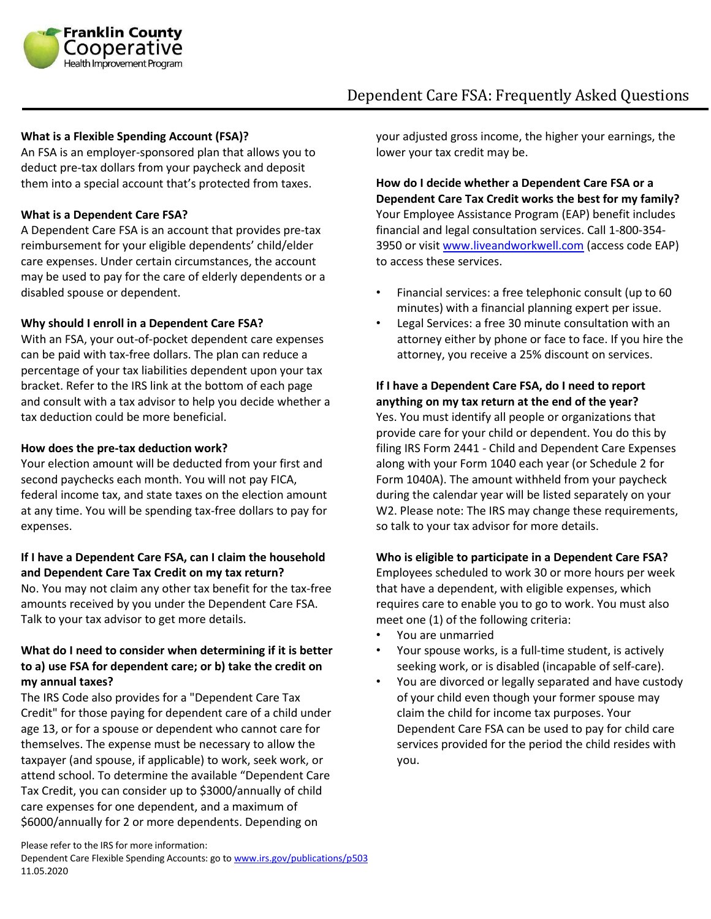Franklin County Cooperative Health Improvement Program

# Dependent Care FSA: Frequently Asked Questions

**What is a Flexible Spending Account (FSA)?**
An FSA is an employer-sponsored plan that allows you to deduct pre-tax dollars from your paycheck and deposit them into a special account that's protected from taxes.

**What is a Dependent Care FSA?**
A Dependent Care FSA is an account that provides pre-tax reimbursement for your eligible dependents' child/elder care expenses. Under certain circumstances, the account may be used to pay for the care of elderly dependents or a disabled spouse or dependent.

**Why should I enroll in a Dependent Care FSA?**
With an FSA, your out-of-pocket dependent care expenses can be paid with tax-free dollars. The plan can reduce a percentage of your tax liabilities dependent upon your tax bracket. Refer to the IRS link at the bottom of each page and consult with a tax advisor to help you decide whether a tax deduction could be more beneficial.

**How does the pre-tax deduction work?**
Your election amount will be deducted from your first and second paychecks each month. You will not pay FICA, federal income tax, and state taxes on the election amount at any time. You will be spending tax-free dollars to pay for expenses.

**If I have a Dependent Care FSA, can I claim the household and Dependent Care Tax Credit on my tax return?**
No. You may not claim any other tax benefit for the tax-free amounts received by you under the Dependent Care FSA. Talk to your tax advisor to get more details.

**What do I need to consider when determining if it is better to a) use FSA for dependent care; or b) take the credit on my annual taxes?**
The IRS Code also provides for a "Dependent Care Tax Credit" for those paying for dependent care of a child under age 13, or for a spouse or dependent who cannot care for themselves. The expense must be necessary to allow the taxpayer (and spouse, if applicable) to work, seek work, or attend school. To determine the available "Dependent Care Tax Credit, you can consider up to $3000/annually of child care expenses for one dependent, and a maximum of $6000/annually for 2 or more dependents. Depending on your adjusted gross income, the higher your earnings, the lower your tax credit may be.

**How do I decide whether a Dependent Care FSA or a Dependent Care Tax Credit works the best for my family?**
Your Employee Assistance Program (EAP) benefit includes financial and legal consultation services. Call 1-800-354-3950 or visit www.liveandworkwell.com (access code EAP) to access these services.

- Financial services: a free telephonic consult (up to 60 minutes) with a financial planning expert per issue.
- Legal Services: a free 30 minute consultation with an attorney either by phone or face to face. If you hire the attorney, you receive a 25% discount on services.

**If I have a Dependent Care FSA, do I need to report anything on my tax return at the end of the year?**
Yes. You must identify all people or organizations that provide care for your child or dependent. You do this by filing IRS Form 2441 - Child and Dependent Care Expenses along with your Form 1040 each year (or Schedule 2 for Form 1040A). The amount withheld from your paycheck during the calendar year will be listed separately on your W2. Please note: The IRS may change these requirements, so talk to your tax advisor for more details.

**Who is eligible to participate in a Dependent Care FSA?**
Employees scheduled to work 30 or more hours per week that have a dependent, with eligible expenses, which requires care to enable you to go to work. You must also meet one (1) of the following criteria:

- You are unmarried
- Your spouse works, is a full-time student, is actively seeking work, or is disabled (incapable of self-care).
- You are divorced or legally separated and have custody of your child even though your former spouse may claim the child for income tax purposes. Your Dependent Care FSA can be used to pay for child care services provided for the period the child resides with you.

Please refer to the IRS for more information:
Dependent Care Flexible Spending Accounts: go to www.irs.gov/publications/p503
11.05.2020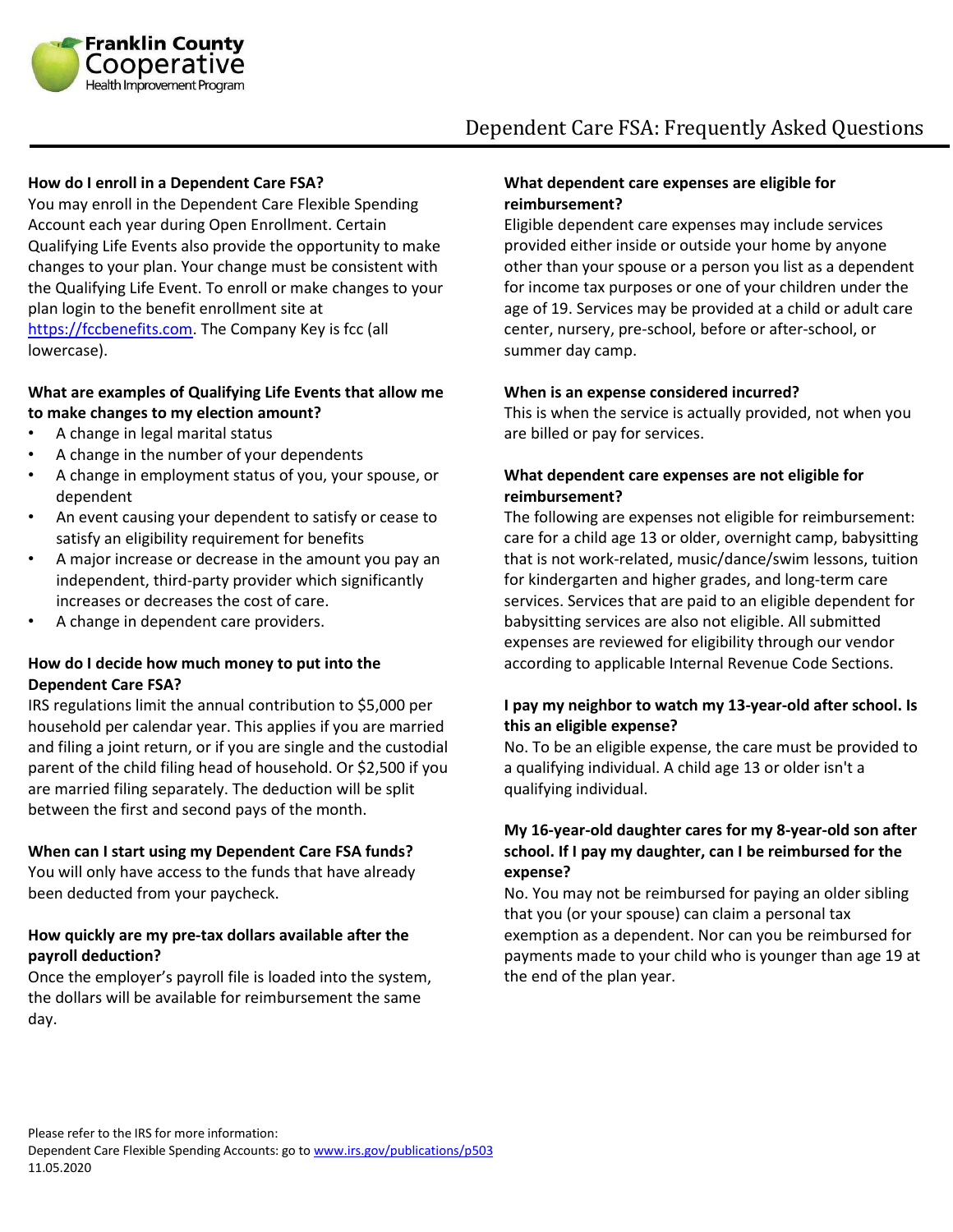# Dependent Care FSA: Frequently Asked Questions

**How do I enroll in a Dependent Care FSA?**

You may enroll in the Dependent Care Flexible Spending Account each year during Open Enrollment. Certain Qualifying Life Events also provide the opportunity to make changes to your plan. Your change must be consistent with the Qualifying Life Event. To enroll or make changes to your plan login to the benefit enrollment site at https://fccbenefits.com. The Company Key is fcc (all lowercase).

**What are examples of Qualifying Life Events that allow me to make changes to my election amount?**

- A change in legal marital status
- A change in the number of your dependents
- A change in employment status of you, your spouse, or dependent
- An event causing your dependent to satisfy or cease to satisfy an eligibility requirement for benefits
- A major increase or decrease in the amount you pay an independent, third-party provider which significantly increases or decreases the cost of care.
- A change in dependent care providers.

**How do I decide how much money to put into the Dependent Care FSA?**

IRS regulations limit the annual contribution to $5,000 per household per calendar year. This applies if you are married and filing a joint return, or if you are single and the custodial parent of the child filing head of household. Or $2,500 if you are married filing separately. The deduction will be split between the first and second pays of the month.

**When can I start using my Dependent Care FSA funds?**

You will only have access to the funds that have already been deducted from your paycheck.

**How quickly are my pre-tax dollars available after the payroll deduction?**

Once the employer's payroll file is loaded into the system, the dollars will be available for reimbursement the same day.

**What dependent care expenses are eligible for reimbursement?**

Eligible dependent care expenses may include services provided either inside or outside your home by anyone other than your spouse or a person you list as a dependent for income tax purposes or one of your children under the age of 19. Services may be provided at a child or adult care center, nursery, pre-school, before or after-school, or summer day camp.

**When is an expense considered incurred?**

This is when the service is actually provided, not when you are billed or pay for services.

**What dependent care expenses are not eligible for reimbursement?**

The following are expenses not eligible for reimbursement: care for a child age 13 or older, overnight camp, babysitting that is not work-related, music/dance/swim lessons, tuition for kindergarten and higher grades, and long-term care services. Services that are paid to an eligible dependent for babysitting services are also not eligible. All submitted expenses are reviewed for eligibility through our vendor according to applicable Internal Revenue Code Sections.

**I pay my neighbor to watch my 13-year-old after school. Is this an eligible expense?**

No. To be an eligible expense, the care must be provided to a qualifying individual. A child age 13 or older isn't a qualifying individual.

**My 16-year-old daughter cares for my 8-year-old son after school. If I pay my daughter, can I be reimbursed for the expense?**

No. You may not be reimbursed for paying an older sibling that you (or your spouse) can claim a personal tax exemption as a dependent. Nor can you be reimbursed for payments made to your child who is younger than age 19 at the end of the plan year.

Please refer to the IRS for more information:
Dependent Care Flexible Spending Accounts: go to www.irs.gov/publications/p503
11.05.2020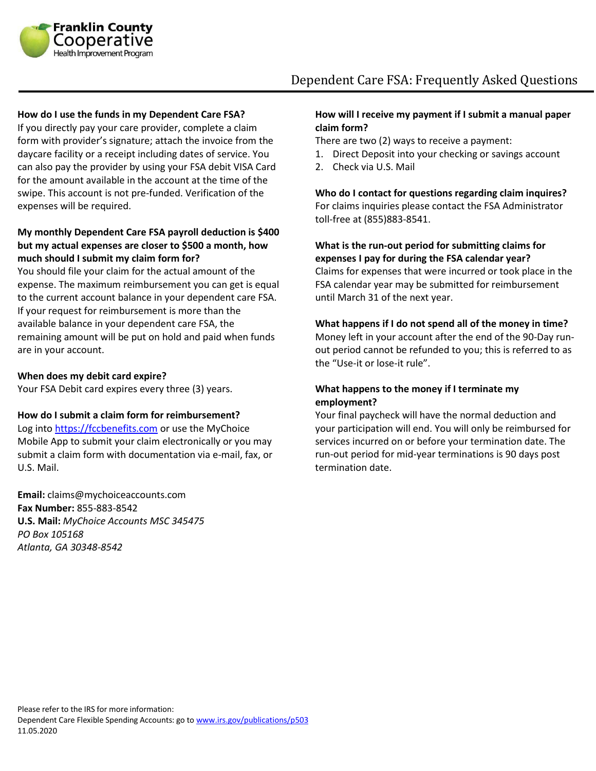Franklin County Cooperative Health Improvement Program

# Dependent Care FSA: Frequently Asked Questions

**How do I use the funds in my Dependent Care FSA?**

If you directly pay your care provider, complete a claim form with provider's signature; attach the invoice from the daycare facility or a receipt including dates of service. You can also pay the provider by using your FSA debit VISA Card for the amount available in the account at the time of the swipe. This account is not pre-funded. Verification of the expenses will be required.

**My monthly Dependent Care FSA payroll deduction is $400 but my actual expenses are closer to $500 a month, how much should I submit my claim form for?**

You should file your claim for the actual amount of the expense. The maximum reimbursement you can get is equal to the current account balance in your dependent care FSA. If your request for reimbursement is more than the available balance in your dependent care FSA, the remaining amount will be put on hold and paid when funds are in your account.

**When does my debit card expire?**

Your FSA Debit card expires every three (3) years.

**How do I submit a claim form for reimbursement?**

Log into https://fccbenefits.com or use the MyChoice Mobile App to submit your claim electronically or you may submit a claim form with documentation via e-mail, fax, or U.S. Mail.

**Email:** claims@mychoiceaccounts.com
**Fax Number:** 855-883-8542
**U.S. Mail:** *MyChoice Accounts MSC 345475*
*PO Box 105168*
*Atlanta, GA 30348-8542*

**How will I receive my payment if I submit a manual paper claim form?**

There are two (2) ways to receive a payment:

1. Direct Deposit into your checking or savings account
2. Check via U.S. Mail

**Who do I contact for questions regarding claim inquires?**

For claims inquiries please contact the FSA Administrator toll-free at (855)883-8541.

**What is the run-out period for submitting claims for expenses I pay for during the FSA calendar year?**

Claims for expenses that were incurred or took place in the FSA calendar year may be submitted for reimbursement until March 31 of the next year.

**What happens if I do not spend all of the money in time?**

Money left in your account after the end of the 90-Day run-out period cannot be refunded to you; this is referred to as the "Use-it or lose-it rule".

**What happens to the money if I terminate my employment?**

Your final paycheck will have the normal deduction and your participation will end. You will only be reimbursed for services incurred on or before your termination date. The run-out period for mid-year terminations is 90 days post termination date.

Please refer to the IRS for more information:
Dependent Care Flexible Spending Accounts: go to www.irs.gov/publications/p503
11.05.2020